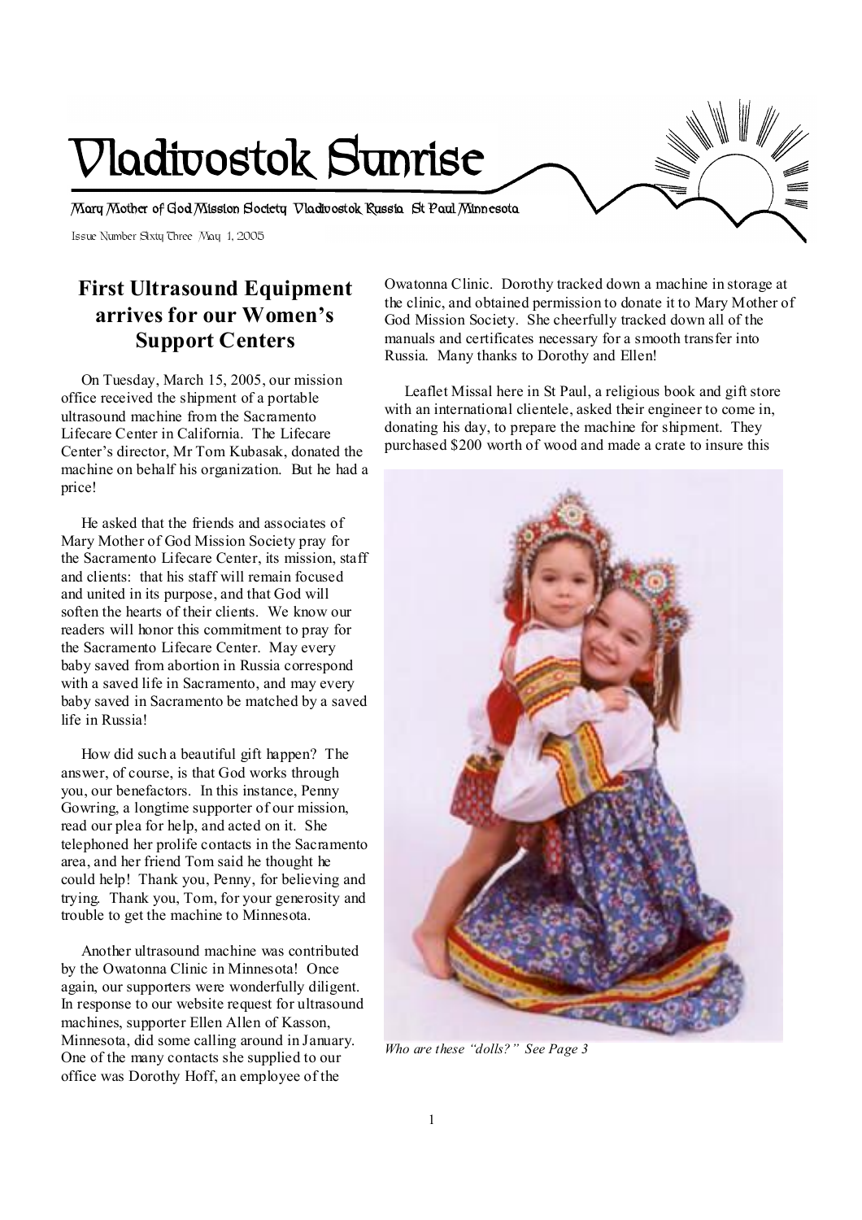# Vladivostok Sunrise

Mary Mother of God Mission Society Vladivostok Russia St Paul Minnesota

Issue Number Sixty Three May 1, 2005

## First Ultrasound Equipment arrives for our Women's Support Centers

On Tuesday, March 15, 2005, our mission office received the shipment of a portable ultrasound machine from the Sacramento Lifecare Center in California. The Lifecare Center's director, Mr Tom Kubasak, donated the machine on behalf his organization. But he had a price!

He asked that the friends and associates of Mary Mother of God Mission Society pray for the Sacramento Lifecare Center, its mission, staff and clients: that his staff will remain focused and united in its purpose, and that God will soften the hearts of their clients. We know our readers will honor this commitment to pray for the Sacramento Lifecare Center. May every baby saved from abortion in Russia correspond with a saved life in Sacramento, and may every baby saved in Sacramento be matched by a saved life in Russia!

How did such a beautiful gift happen? The answer, of course, is that God works through you, our benefactors. In this instance, Penny Gowring, a longtime supporter of our mission, read our plea for help, and acted on it. She telephoned her prolife contacts in the Sacramento area, and her friend Tom said he thought he could help! Thank you, Penny, for believing and trying. Thank you, Tom, for your generosity and trouble to get the machine to Minnesota.

Another ultrasound machine was contributed by the Owatonna Clinic in Minnesota! Once again, our supporters were wonderfully diligent. In response to our website request for ultrasound machines, supporter Ellen Allen of Kasson, Minnesota, did some calling around in January. One of the many contacts she supplied to our office was Dorothy Hoff, an employee of the Owatonna Clinic. Dorothy tracked down a machine in storage at the clinic, and obtained permission to donate it to Mary Mother of God Mission Society. She cheerfully tracked down all of the manuals and certificates necessary for a smooth transfer into Russia. Many thanks to Dorothy and Ellen!

Leaflet Missal here in St Paul, a religious book and gift store with an international clientele, asked their engineer to come in, donating his day, to prepare the machine for shipment. They purchased $200 worth of wood and made a crate to insure this

*Who are these "dolls?" See Page 3*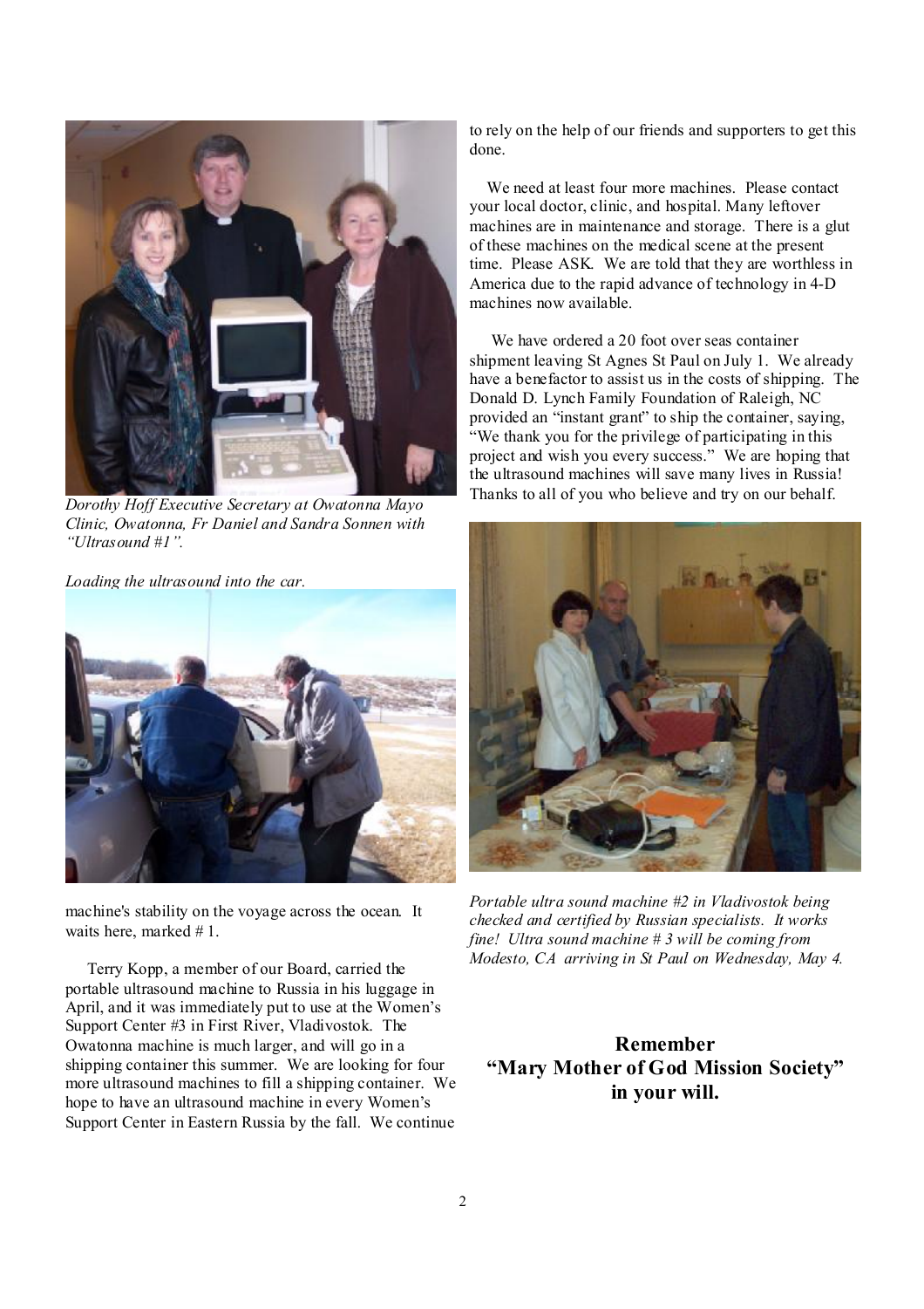*Dorothy Hoff Executive Secretary at Owatonna Mayo Clinic, Owatonna, Fr Daniel and Sandra Sonnen with "Ultrasound #1".*

*Loading the ultrasound into the car.*

machine's stability on the voyage across the ocean. It waits here, marked # 1.

Terry Kopp, a member of our Board, carried the portable ultrasound machine to Russia in his luggage in April, and it was immediately put to use at the Women's Support Center #3 in First River, Vladivostok. The Owatonna machine is much larger, and will go in a shipping container this summer. We are looking for four more ultrasound machines to fill a shipping container. We hope to have an ultrasound machine in every Women's Support Center in Eastern Russia by the fall. We continue to rely on the help of our friends and supporters to get this done.

We need at least four more machines. Please contact your local doctor, clinic, and hospital. Many leftover machines are in maintenance and storage. There is a glut of these machines on the medical scene at the present time. Please ASK. We are told that they are worthless in America due to the rapid advance of technology in 4-D machines now available.

We have ordered a 20 foot over seas container shipment leaving St Agnes St Paul on July 1. We already have a benefactor to assist us in the costs of shipping. The Donald D. Lynch Family Foundation of Raleigh, NC provided an "instant grant" to ship the container, saying, "We thank you for the privilege of participating in this project and wish you every success." We are hoping that the ultrasound machines will save many lives in Russia! Thanks to all of you who believe and try on our behalf.

*Portable ultra sound machine #2 in Vladivostok being checked and certified by Russian specialists. It works fine! Ultra sound machine # 3 will be coming from Modesto, CA arriving in St Paul on Wednesday, May 4.*

**Remember "Mary Mother of God Mission Society" in your will.**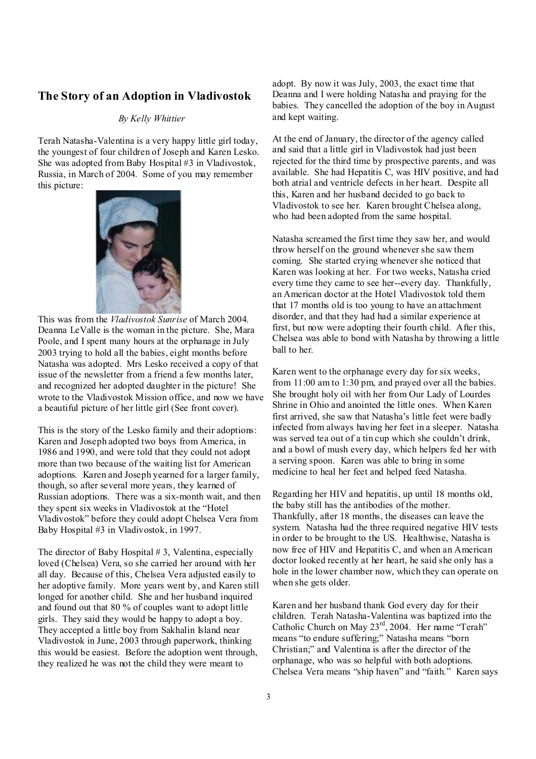## The Story of an Adoption in Vladivostok

*By Kelly Whittier*

Terah Natasha-Valentina is a very happy little girl today, the youngest of four children of Joseph and Karen Lesko. She was adopted from Baby Hospital #3 in Vladivostok, Russia, in March of 2004. Some of you may remember this picture:

This was from the *Vladivostok Sunrise* of March 2004. Deanna LeValle is the woman in the picture. She, Mara Poole, and I spent many hours at the orphanage in July 2003 trying to hold all the babies, eight months before Natasha was adopted. Mrs Lesko received a copy of that issue of the newsletter from a friend a few months later, and recognized her adopted daughter in the picture! She wrote to the Vladivostok Mission office, and now we have a beautiful picture of her little girl (See front cover).

This is the story of the Lesko family and their adoptions: Karen and Joseph adopted two boys from America, in 1986 and 1990, and were told that they could not adopt more than two because of the waiting list for American adoptions. Karen and Joseph yearned for a larger family, though, so after several more years, they learned of Russian adoptions. There was a six-month wait, and then they spent six weeks in Vladivostok at the "Hotel Vladivostok" before they could adopt Chelsea Vera from Baby Hospital #3 in Vladivostok, in 1997.

The director of Baby Hospital # 3, Valentina, especially loved (Chelsea) Vera, so she carried her around with her all day. Because of this, Chelsea Vera adjusted easily to her adoptive family. More years went by, and Karen still longed for another child. She and her husband inquired and found out that 80 % of couples want to adopt little girls. They said they would be happy to adopt a boy. They accepted a little boy from Sakhalin Island near Vladivostok in June, 2003 through paperwork, thinking this would be easiest. Before the adoption went through, they realized he was not the child they were meant to adopt. By now it was July, 2003, the exact time that Deanna and I were holding Natasha and praying for the babies. They cancelled the adoption of the boy in August and kept waiting.

At the end of January, the director of the agency called and said that a little girl in Vladivostok had just been rejected for the third time by prospective parents, and was available. She had Hepatitis C, was HIV positive, and had both atrial and ventricle defects in her heart. Despite all this, Karen and her husband decided to go back to Vladivostok to see her. Karen brought Chelsea along, who had been adopted from the same hospital.

Natasha screamed the first time they saw her, and would throw herself on the ground whenever she saw them coming. She started crying whenever she noticed that Karen was looking at her. For two weeks, Natasha cried every time they came to see her--every day. Thankfully, an American doctor at the Hotel Vladivostok told them that 17 months old is too young to have an attachment disorder, and that they had had a similar experience at first, but now were adopting their fourth child. After this, Chelsea was able to bond with Natasha by throwing a little ball to her.

Karen went to the orphanage every day for six weeks, from 11:00 am to 1:30 pm, and prayed over all the babies. She brought holy oil with her from Our Lady of Lourdes Shrine in Ohio and anointed the little ones. When Karen first arrived, she saw that Natasha's little feet were badly infected from always having her feet in a sleeper. Natasha was served tea out of a tin cup which she couldn't drink, and a bowl of mush every day, which helpers fed her with a serving spoon. Karen was able to bring in some medicine to heal her feet and helped feed Natasha.

Regarding her HIV and hepatitis, up until 18 months old, the baby still has the antibodies of the mother. Thankfully, after 18 months, the diseases can leave the system. Natasha had the three required negative HIV tests in order to be brought to the US. Healthwise, Natasha is now free of HIV and Hepatitis C, and when an American doctor looked recently at her heart, he said she only has a hole in the lower chamber now, which they can operate on when she gets older.

Karen and her husband thank God every day for their children. Terah Natasha-Valentina was baptized into the Catholic Church on May 23rd, 2004. Her name "Terah" means "to endure suffering;" Natasha means "born Christian;" and Valentina is after the director of the orphanage, who was so helpful with both adoptions. Chelsea Vera means "ship haven" and "faith." Karen says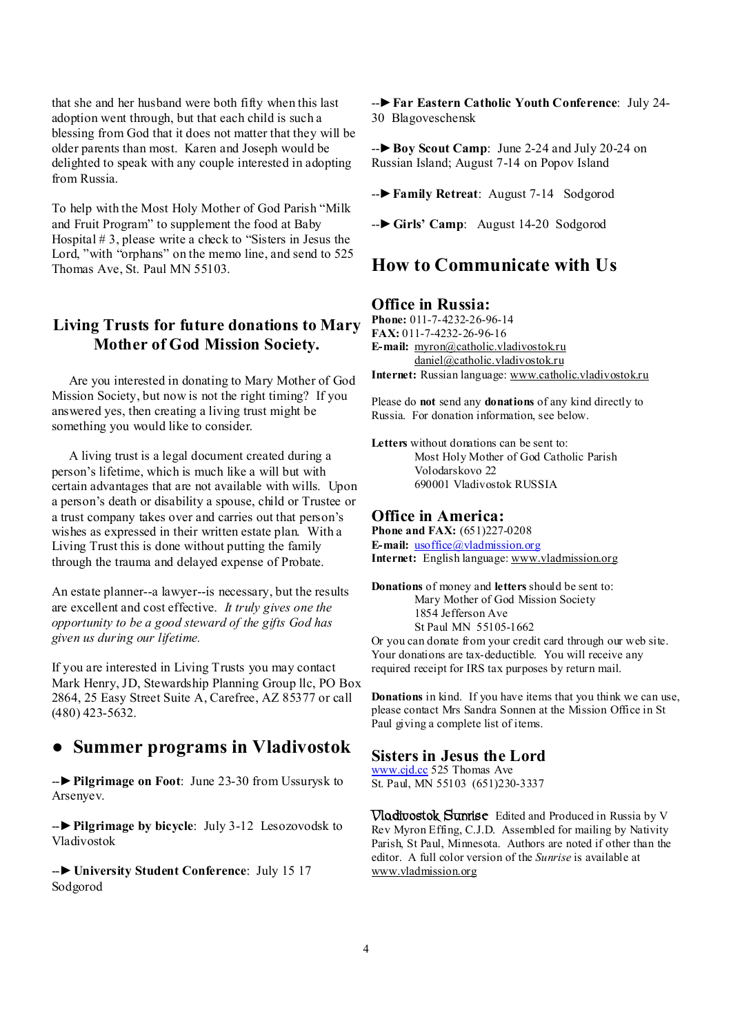that she and her husband were both fifty when this last adoption went through, but that each child is such a blessing from God that it does not matter that they will be older parents than most. Karen and Joseph would be delighted to speak with any couple interested in adopting from Russia.

To help with the Most Holy Mother of God Parish "Milk and Fruit Program" to supplement the food at Baby Hospital # 3, please write a check to "Sisters in Jesus the Lord, "with "orphans" on the memo line, and send to 525 Thomas Ave, St. Paul MN 55103.

### Living Trusts for future donations to Mary Mother of God Mission Society.

Are you interested in donating to Mary Mother of God Mission Society, but now is not the right timing? If you answered yes, then creating a living trust might be something you would like to consider.

A living trust is a legal document created during a person's lifetime, which is much like a will but with certain advantages that are not available with wills. Upon a person's death or disability a spouse, child or Trustee or a trust company takes over and carries out that person's wishes as expressed in their written estate plan. With a Living Trust this is done without putting the family through the trauma and delayed expense of Probate.

An estate planner--a lawyer--is necessary, but the results are excellent and cost effective. *It truly gives one the opportunity to be a good steward of the gifts God has given us during our lifetime.*

If you are interested in Living Trusts you may contact Mark Henry, JD, Stewardship Planning Group llc, PO Box 2864, 25 Easy Street Suite A, Carefree, AZ 85377 or call (480) 423-5632.

## ● Summer programs in Vladivostok

--► **Pilgrimage on Foot**: June 23-30 from Ussurysk to Arsenyev.

--► **Pilgrimage by bicycle**: July 3-12 Lesozovodsk to Vladivostok

--► **University Student Conference**: July 15 17 Sodgorod

--► **Far Eastern Catholic Youth Conference**: July 24-30 Blagoveschensk

--► **Boy Scout Camp**: June 2-24 and July 20-24 on Russian Island; August 7-14 on Popov Island

--► **Family Retreat**: August 7-14 Sodgorod

--► **Girls' Camp**: August 14-20 Sodgorod

## How to Communicate with Us

### Office in Russia:

**Phone:** 011-7-4232-26-96-14
**FAX:** 011-7-4232-26-96-16
**E-mail:** myron@catholic.vladivostok.ru
daniel@catholic.vladivostok.ru
**Internet:** Russian language: www.catholic.vladivostok.ru

Please do **not** send any **donations** of any kind directly to Russia. For donation information, see below.

**Letters** without donations can be sent to:
Most Holy Mother of God Catholic Parish
Volodarskovo 22
690001 Vladivostok RUSSIA

### Office in America:

**Phone and FAX:** (651)227-0208
**E-mail:** usoffice@vladmission.org
**Internet:** English language: www.vladmission.org

**Donations** of money and **letters** should be sent to:
Mary Mother of God Mission Society
1854 Jefferson Ave
St Paul MN 55105-1662
Or you can donate from your credit card through our web site. Your donations are tax-deductible. You will receive any required receipt for IRS tax purposes by return mail.

**Donations** in kind. If you have items that you think we can use, please contact Mrs Sandra Sonnen at the Mission Office in St Paul giving a complete list of items.

### Sisters in Jesus the Lord

www.cjd.cc 525 Thomas Ave
St. Paul, MN 55103 (651)230-3337

**Vladivostok Sunrise** Edited and Produced in Russia by V Rev Myron Effing, C.J.D. Assembled for mailing by Nativity Parish, St Paul, Minnesota. Authors are noted if other than the editor. A full color version of the *Sunrise* is available at www.vladmission.org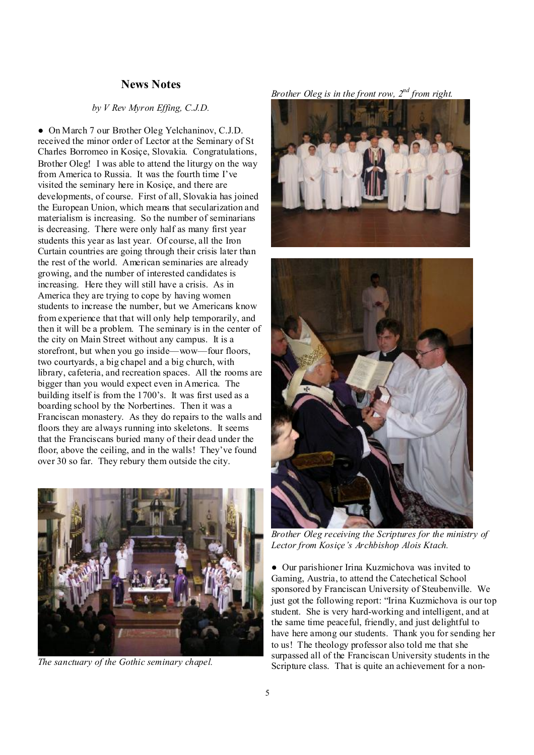## News Notes

*by V Rev Myron Effing, C.J.D.*

● On March 7 our Brother Oleg Yelchaninov, C.J.D. received the minor order of Lector at the Seminary of St Charles Borromeo in Kosiçe, Slovakia. Congratulations, Brother Oleg! I was able to attend the liturgy on the way from America to Russia. It was the fourth time I've visited the seminary here in Kosiçe, and there are developments, of course. First of all, Slovakia has joined the European Union, which means that secularization and materialism is increasing. So the number of seminarians is decreasing. There were only half as many first year students this year as last year. Of course, all the Iron Curtain countries are going through their crisis later than the rest of the world. American seminaries are already growing, and the number of interested candidates is increasing. Here they will still have a crisis. As in America they are trying to cope by having women students to increase the number, but we Americans know from experience that that will only help temporarily, and then it will be a problem. The seminary is in the center of the city on Main Street without any campus. It is a storefront, but when you go inside—wow—four floors, two courtyards, a big chapel and a big church, with library, cafeteria, and recreation spaces. All the rooms are bigger than you would expect even in America. The building itself is from the 1700's. It was first used as a boarding school by the Norbertines. Then it was a Franciscan monastery. As they do repairs to the walls and floors they are always running into skeletons. It seems that the Franciscans buried many of their dead under the floor, above the ceiling, and in the walls! They've found over 30 so far. They rebury them outside the city.

*The sanctuary of the Gothic seminary chapel.*

*Brother Oleg is in the front row, 2nd from right.*

*Brother Oleg receiving the Scriptures for the ministry of Lector from Kosiçe's Archbishop Alois Ktach.*

● Our parishioner Irina Kuzmichova was invited to Gaming, Austria, to attend the Catechetical School sponsored by Franciscan University of Steubenville. We just got the following report: "Irina Kuzmichova is our top student. She is very hard-working and intelligent, and at the same time peaceful, friendly, and just delightful to have here among our students. Thank you for sending her to us! The theology professor also told me that she surpassed all of the Franciscan University students in the Scripture class. That is quite an achievement for a non-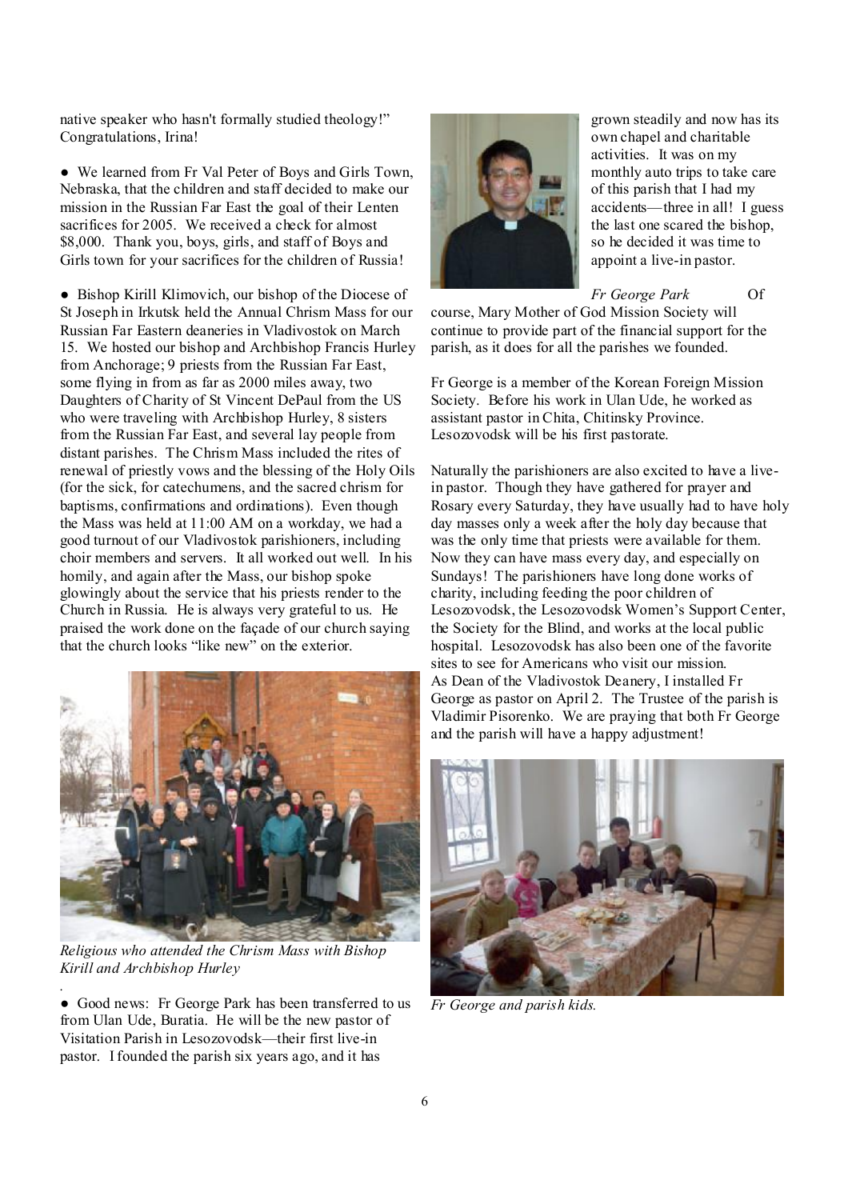native speaker who hasn't formally studied theology!" Congratulations, Irina!

● We learned from Fr Val Peter of Boys and Girls Town, Nebraska, that the children and staff decided to make our mission in the Russian Far East the goal of their Lenten sacrifices for 2005. We received a check for almost $8,000. Thank you, boys, girls, and staff of Boys and Girls town for your sacrifices for the children of Russia!

● Bishop Kirill Klimovich, our bishop of the Diocese of St Joseph in Irkutsk held the Annual Chrism Mass for our Russian Far Eastern deaneries in Vladivostok on March 15. We hosted our bishop and Archbishop Francis Hurley from Anchorage; 9 priests from the Russian Far East, some flying in from as far as 2000 miles away, two Daughters of Charity of St Vincent DePaul from the US who were traveling with Archbishop Hurley, 8 sisters from the Russian Far East, and several lay people from distant parishes. The Chrism Mass included the rites of renewal of priestly vows and the blessing of the Holy Oils (for the sick, for catechumens, and the sacred chrism for baptisms, confirmations and ordinations). Even though the Mass was held at 11:00 AM on a workday, we had a good turnout of our Vladivostok parishioners, including choir members and servers. It all worked out well. In his homily, and again after the Mass, our bishop spoke glowingly about the service that his priests render to the Church in Russia. He is always very grateful to us. He praised the work done on the façade of our church saying that the church looks "like new" on the exterior.

*Religious who attended the Chrism Mass with Bishop Kirill and Archbishop Hurley*

● Good news: Fr George Park has been transferred to us from Ulan Ude, Buratia. He will be the new pastor of Visitation Parish in Lesozovodsk—their first live-in pastor. I founded the parish six years ago, and it has grown steadily and now has its own chapel and charitable activities. It was on my monthly auto trips to take care of this parish that I had my accidents—three in all! I guess the last one scared the bishop, so he decided it was time to appoint a live-in pastor.

*Fr George Park*

Of course, Mary Mother of God Mission Society will continue to provide part of the financial support for the parish, as it does for all the parishes we founded.

Fr George is a member of the Korean Foreign Mission Society. Before his work in Ulan Ude, he worked as assistant pastor in Chita, Chitinsky Province. Lesozovodsk will be his first pastorate.

Naturally the parishioners are also excited to have a live-in pastor. Though they have gathered for prayer and Rosary every Saturday, they have usually had to have holy day masses only a week after the holy day because that was the only time that priests were available for them. Now they can have mass every day, and especially on Sundays! The parishioners have long done works of charity, including feeding the poor children of Lesozovodsk, the Lesozovodsk Women's Support Center, the Society for the Blind, and works at the local public hospital. Lesozovodsk has also been one of the favorite sites to see for Americans who visit our mission.
As Dean of the Vladivostok Deanery, I installed Fr George as pastor on April 2. The Trustee of the parish is Vladimir Pisorenko. We are praying that both Fr George and the parish will have a happy adjustment!

*Fr George and parish kids.*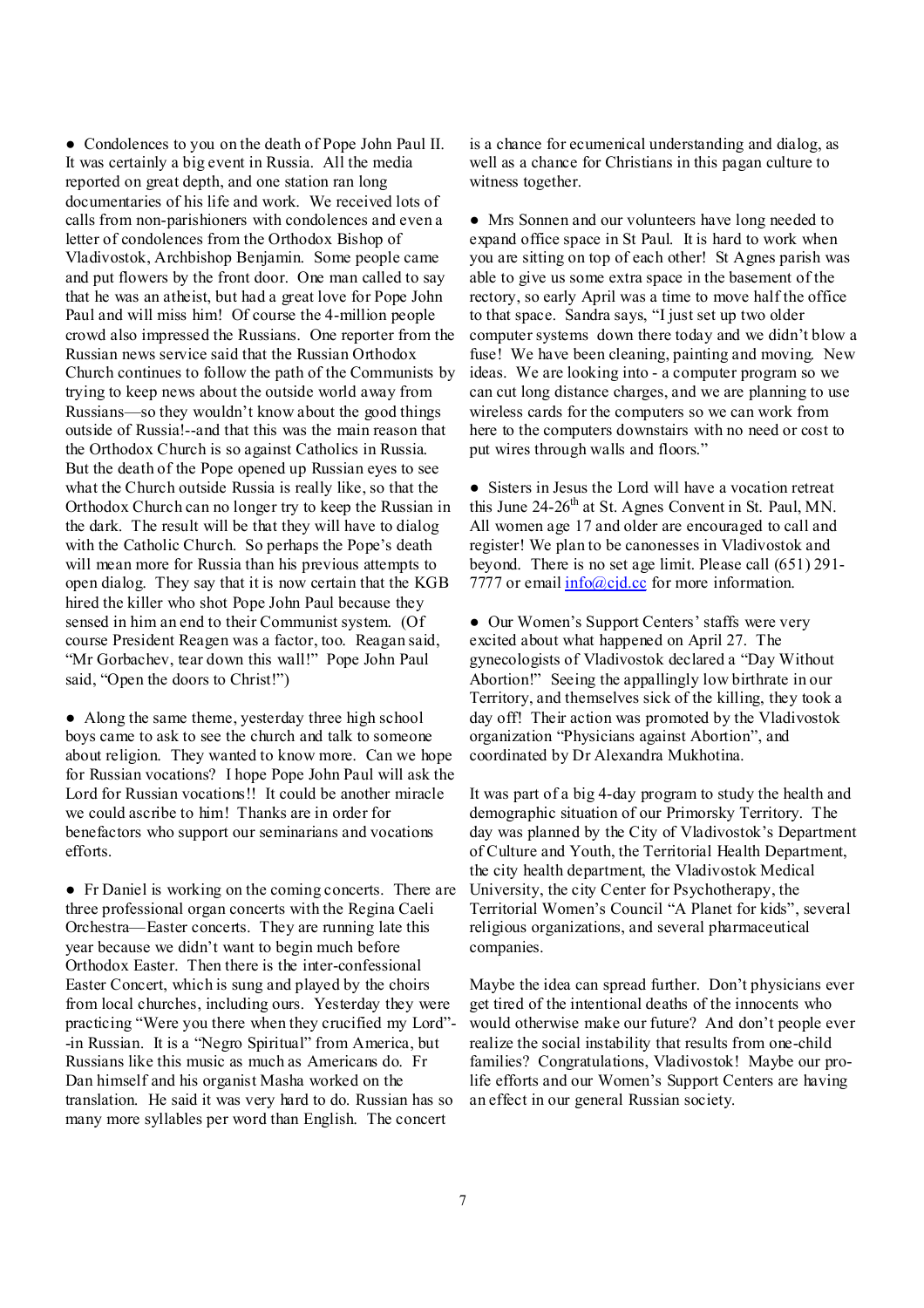● Condolences to you on the death of Pope John Paul II. It was certainly a big event in Russia. All the media reported on great depth, and one station ran long documentaries of his life and work. We received lots of calls from non-parishioners with condolences and even a letter of condolences from the Orthodox Bishop of Vladivostok, Archbishop Benjamin. Some people came and put flowers by the front door. One man called to say that he was an atheist, but had a great love for Pope John Paul and will miss him! Of course the 4-million people crowd also impressed the Russians. One reporter from the Russian news service said that the Russian Orthodox Church continues to follow the path of the Communists by trying to keep news about the outside world away from Russians—so they wouldn't know about the good things outside of Russia!--and that this was the main reason that the Orthodox Church is so against Catholics in Russia. But the death of the Pope opened up Russian eyes to see what the Church outside Russia is really like, so that the Orthodox Church can no longer try to keep the Russian in the dark. The result will be that they will have to dialog with the Catholic Church. So perhaps the Pope's death will mean more for Russia than his previous attempts to open dialog. They say that it is now certain that the KGB hired the killer who shot Pope John Paul because they sensed in him an end to their Communist system. (Of course President Reagen was a factor, too. Reagan said, "Mr Gorbachev, tear down this wall!" Pope John Paul said, "Open the doors to Christ!")

● Along the same theme, yesterday three high school boys came to ask to see the church and talk to someone about religion. They wanted to know more. Can we hope for Russian vocations? I hope Pope John Paul will ask the Lord for Russian vocations!! It could be another miracle we could ascribe to him! Thanks are in order for benefactors who support our seminarians and vocations efforts.

● Fr Daniel is working on the coming concerts. There are three professional organ concerts with the Regina Caeli Orchestra—Easter concerts. They are running late this year because we didn't want to begin much before Orthodox Easter. Then there is the inter-confessional Easter Concert, which is sung and played by the choirs from local churches, including ours. Yesterday they were practicing "Were you there when they crucified my Lord"--in Russian. It is a "Negro Spiritual" from America, but Russians like this music as much as Americans do. Fr Dan himself and his organist Masha worked on the translation. He said it was very hard to do. Russian has so many more syllables per word than English. The concert is a chance for ecumenical understanding and dialog, as well as a chance for Christians in this pagan culture to witness together.

● Mrs Sonnen and our volunteers have long needed to expand office space in St Paul. It is hard to work when you are sitting on top of each other! St Agnes parish was able to give us some extra space in the basement of the rectory, so early April was a time to move half the office to that space. Sandra says, "I just set up two older computer systems down there today and we didn't blow a fuse! We have been cleaning, painting and moving. New ideas. We are looking into - a computer program so we can cut long distance charges, and we are planning to use wireless cards for the computers so we can work from here to the computers downstairs with no need or cost to put wires through walls and floors."

● Sisters in Jesus the Lord will have a vocation retreat this June 24-26th at St. Agnes Convent in St. Paul, MN. All women age 17 and older are encouraged to call and register! We plan to be canonesses in Vladivostok and beyond. There is no set age limit. Please call (651) 291-7777 or email info@cjd.cc for more information.

● Our Women's Support Centers' staffs were very excited about what happened on April 27. The gynecologists of Vladivostok declared a "Day Without Abortion!" Seeing the appallingly low birthrate in our Territory, and themselves sick of the killing, they took a day off! Their action was promoted by the Vladivostok organization "Physicians against Abortion", and coordinated by Dr Alexandra Mukhotina.

It was part of a big 4-day program to study the health and demographic situation of our Primorsky Territory. The day was planned by the City of Vladivostok's Department of Culture and Youth, the Territorial Health Department, the city health department, the Vladivostok Medical University, the city Center for Psychotherapy, the Territorial Women's Council "A Planet for kids", several religious organizations, and several pharmaceutical companies.

Maybe the idea can spread further. Don't physicians ever get tired of the intentional deaths of the innocents who would otherwise make our future? And don't people ever realize the social instability that results from one-child families? Congratulations, Vladivostok! Maybe our pro-life efforts and our Women's Support Centers are having an effect in our general Russian society.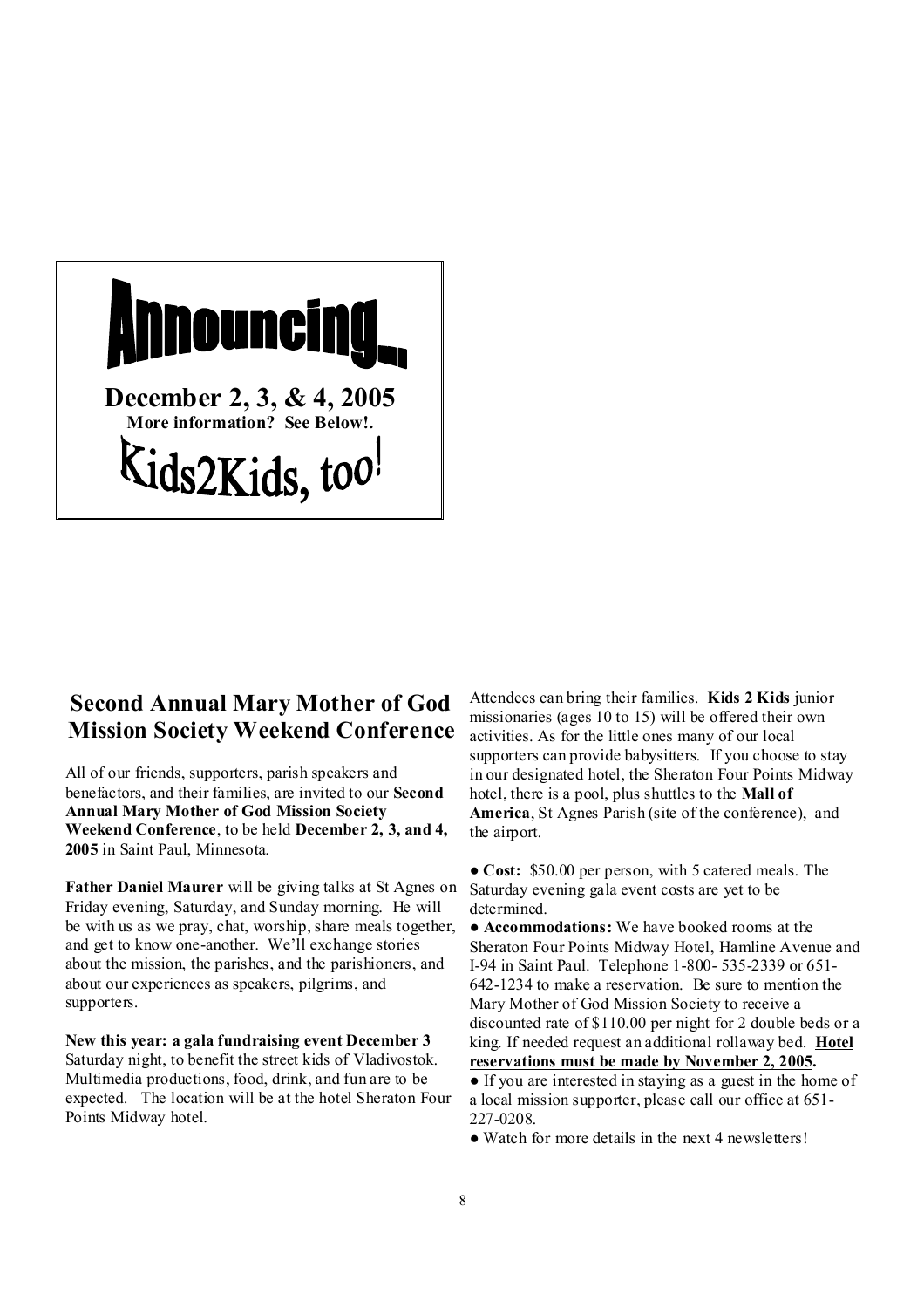# Announcing...

**December 2, 3, & 4, 2005**

**More information? See Below!.**

Kids2Kids, too!

## Second Annual Mary Mother of God Mission Society Weekend Conference

All of our friends, supporters, parish speakers and benefactors, and their families, are invited to our **Second Annual Mary Mother of God Mission Society Weekend Conference**, to be held **December 2, 3, and 4, 2005** in Saint Paul, Minnesota.

**Father Daniel Maurer** will be giving talks at St Agnes on Friday evening, Saturday, and Sunday morning. He will be with us as we pray, chat, worship, share meals together, and get to know one-another. We'll exchange stories about the mission, the parishes, and the parishioners, and about our experiences as speakers, pilgrims, and supporters.

**New this year: a gala fundraising event December 3** Saturday night, to benefit the street kids of Vladivostok. Multimedia productions, food, drink, and fun are to be expected. The location will be at the hotel Sheraton Four Points Midway hotel.

Attendees can bring their families. **Kids 2 Kids** junior missionaries (ages 10 to 15) will be offered their own activities. As for the little ones many of our local supporters can provide babysitters. If you choose to stay in our designated hotel, the Sheraton Four Points Midway hotel, there is a pool, plus shuttles to the **Mall of America**, St Agnes Parish (site of the conference), and the airport.

- **Cost:** $50.00 per person, with 5 catered meals. The Saturday evening gala event costs are yet to be determined.
- **Accommodations:** We have booked rooms at the Sheraton Four Points Midway Hotel, Hamline Avenue and I-94 in Saint Paul. Telephone 1-800- 535-2339 or 651-642-1234 to make a reservation. Be sure to mention the Mary Mother of God Mission Society to receive a discounted rate of $110.00 per night for 2 double beds or a king. If needed request an additional rollaway bed. **Hotel reservations must be made by November 2, 2005.**
- If you are interested in staying as a guest in the home of a local mission supporter, please call our office at 651-227-0208.
- Watch for more details in the next 4 newsletters!